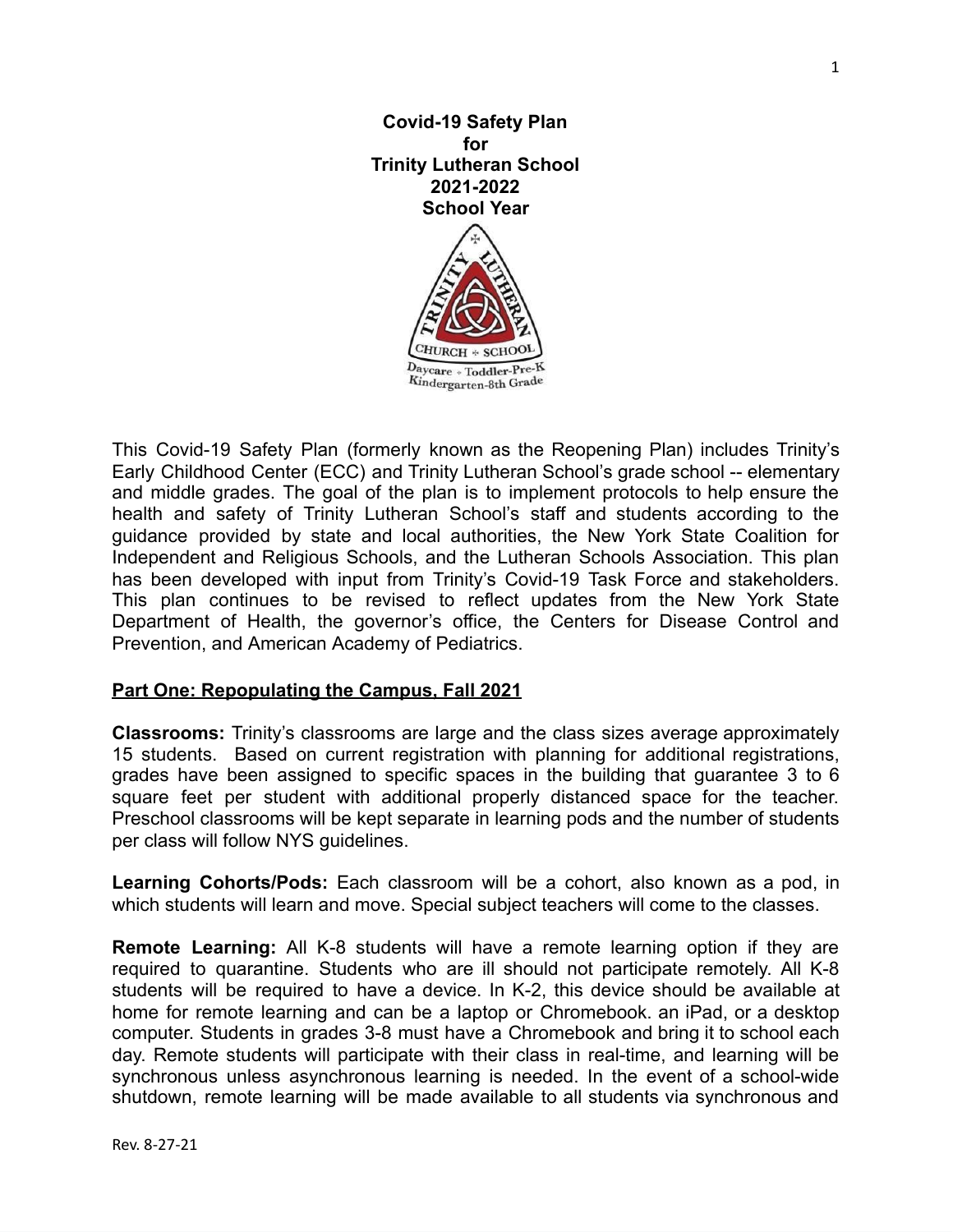# Covid-19 Safety Plan
# for
# Trinity Lutheran School
# 2021-2022
# School Year

This Covid-19 Safety Plan (formerly known as the Reopening Plan) includes Trinity's Early Childhood Center (ECC) and Trinity Lutheran School's grade school -- elementary and middle grades. The goal of the plan is to implement protocols to help ensure the health and safety of Trinity Lutheran School's staff and students according to the guidance provided by state and local authorities, the New York State Coalition for Independent and Religious Schools, and the Lutheran Schools Association. This plan has been developed with input from Trinity's Covid-19 Task Force and stakeholders. This plan continues to be revised to reflect updates from the New York State Department of Health, the governor's office, the Centers for Disease Control and Prevention, and American Academy of Pediatrics.

## Part One: Repopulating the Campus, Fall 2021

**Classrooms:** Trinity's classrooms are large and the class sizes average approximately 15 students. Based on current registration with planning for additional registrations, grades have been assigned to specific spaces in the building that guarantee 3 to 6 square feet per student with additional properly distanced space for the teacher. Preschool classrooms will be kept separate in learning pods and the number of students per class will follow NYS guidelines.

**Learning Cohorts/Pods:** Each classroom will be a cohort, also known as a pod, in which students will learn and move. Special subject teachers will come to the classes.

**Remote Learning:** All K-8 students will have a remote learning option if they are required to quarantine. Students who are ill should not participate remotely. All K-8 students will be required to have a device. In K-2, this device should be available at home for remote learning and can be a laptop or Chromebook. an iPad, or a desktop computer. Students in grades 3-8 must have a Chromebook and bring it to school each day. Remote students will participate with their class in real-time, and learning will be synchronous unless asynchronous learning is needed. In the event of a school-wide shutdown, remote learning will be made available to all students via synchronous and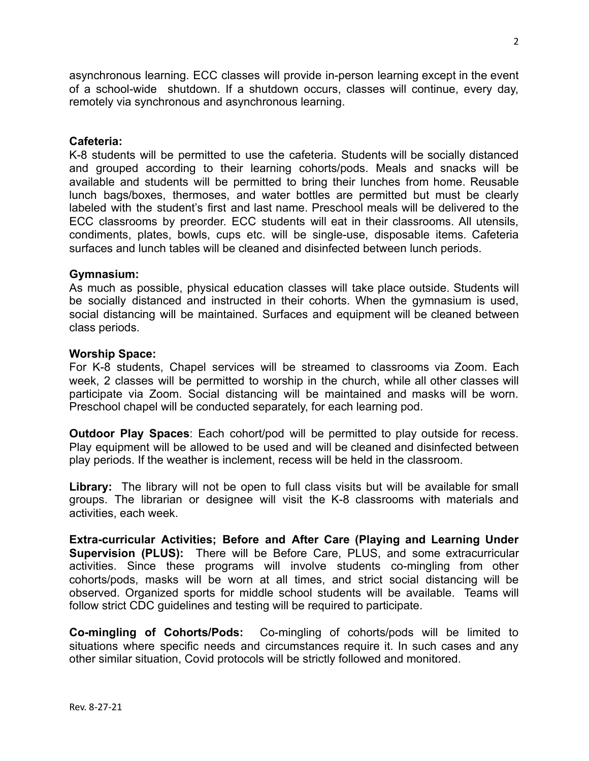asynchronous learning. ECC classes will provide in-person learning except in the event of a school-wide shutdown. If a shutdown occurs, classes will continue, every day, remotely via synchronous and asynchronous learning.

**Cafeteria:**
K-8 students will be permitted to use the cafeteria. Students will be socially distanced and grouped according to their learning cohorts/pods. Meals and snacks will be available and students will be permitted to bring their lunches from home. Reusable lunch bags/boxes, thermoses, and water bottles are permitted but must be clearly labeled with the student's first and last name. Preschool meals will be delivered to the ECC classrooms by preorder. ECC students will eat in their classrooms. All utensils, condiments, plates, bowls, cups etc. will be single-use, disposable items. Cafeteria surfaces and lunch tables will be cleaned and disinfected between lunch periods.

**Gymnasium:**
As much as possible, physical education classes will take place outside. Students will be socially distanced and instructed in their cohorts. When the gymnasium is used, social distancing will be maintained. Surfaces and equipment will be cleaned between class periods.

**Worship Space:**
For K-8 students, Chapel services will be streamed to classrooms via Zoom. Each week, 2 classes will be permitted to worship in the church, while all other classes will participate via Zoom. Social distancing will be maintained and masks will be worn. Preschool chapel will be conducted separately, for each learning pod.

**Outdoor Play Spaces**: Each cohort/pod will be permitted to play outside for recess. Play equipment will be allowed to be used and will be cleaned and disinfected between play periods. If the weather is inclement, recess will be held in the classroom.

**Library:** The library will not be open to full class visits but will be available for small groups. The librarian or designee will visit the K-8 classrooms with materials and activities, each week.

**Extra-curricular Activities; Before and After Care (Playing and Learning Under Supervision (PLUS):** There will be Before Care, PLUS, and some extracurricular activities. Since these programs will involve students co-mingling from other cohorts/pods, masks will be worn at all times, and strict social distancing will be observed. Organized sports for middle school students will be available. Teams will follow strict CDC guidelines and testing will be required to participate.

**Co-mingling of Cohorts/Pods:** Co-mingling of cohorts/pods will be limited to situations where specific needs and circumstances require it. In such cases and any other similar situation, Covid protocols will be strictly followed and monitored.

Rev. 8-27-21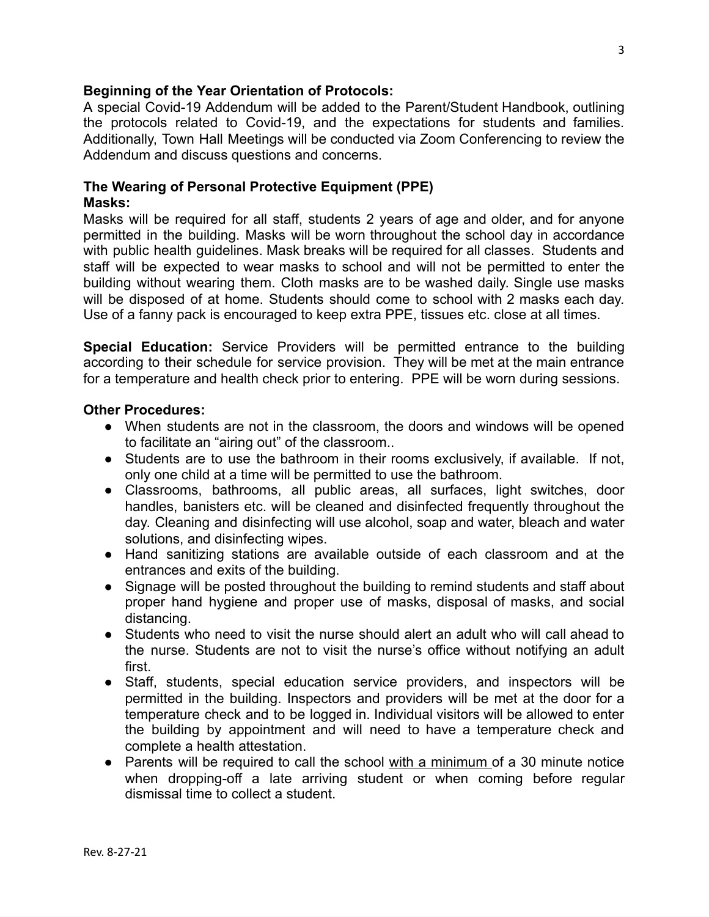**Beginning of the Year Orientation of Protocols:**

A special Covid-19 Addendum will be added to the Parent/Student Handbook, outlining the protocols related to Covid-19, and the expectations for students and families. Additionally, Town Hall Meetings will be conducted via Zoom Conferencing to review the Addendum and discuss questions and concerns.

**The Wearing of Personal Protective Equipment (PPE)**

**Masks:**

Masks will be required for all staff, students 2 years of age and older, and for anyone permitted in the building. Masks will be worn throughout the school day in accordance with public health guidelines. Mask breaks will be required for all classes. Students and staff will be expected to wear masks to school and will not be permitted to enter the building without wearing them. Cloth masks are to be washed daily. Single use masks will be disposed of at home. Students should come to school with 2 masks each day. Use of a fanny pack is encouraged to keep extra PPE, tissues etc. close at all times.

**Special Education:** Service Providers will be permitted entrance to the building according to their schedule for service provision. They will be met at the main entrance for a temperature and health check prior to entering. PPE will be worn during sessions.

**Other Procedures:**

- When students are not in the classroom, the doors and windows will be opened to facilitate an "airing out" of the classroom..
- Students are to use the bathroom in their rooms exclusively, if available. If not, only one child at a time will be permitted to use the bathroom.
- Classrooms, bathrooms, all public areas, all surfaces, light switches, door handles, banisters etc. will be cleaned and disinfected frequently throughout the day. Cleaning and disinfecting will use alcohol, soap and water, bleach and water solutions, and disinfecting wipes.
- Hand sanitizing stations are available outside of each classroom and at the entrances and exits of the building.
- Signage will be posted throughout the building to remind students and staff about proper hand hygiene and proper use of masks, disposal of masks, and social distancing.
- Students who need to visit the nurse should alert an adult who will call ahead to the nurse. Students are not to visit the nurse's office without notifying an adult first.
- Staff, students, special education service providers, and inspectors will be permitted in the building. Inspectors and providers will be met at the door for a temperature check and to be logged in. Individual visitors will be allowed to enter the building by appointment and will need to have a temperature check and complete a health attestation.
- Parents will be required to call the school <u>with a minimum</u> of a 30 minute notice when dropping-off a late arriving student or when coming before regular dismissal time to collect a student.

Rev. 8-27-21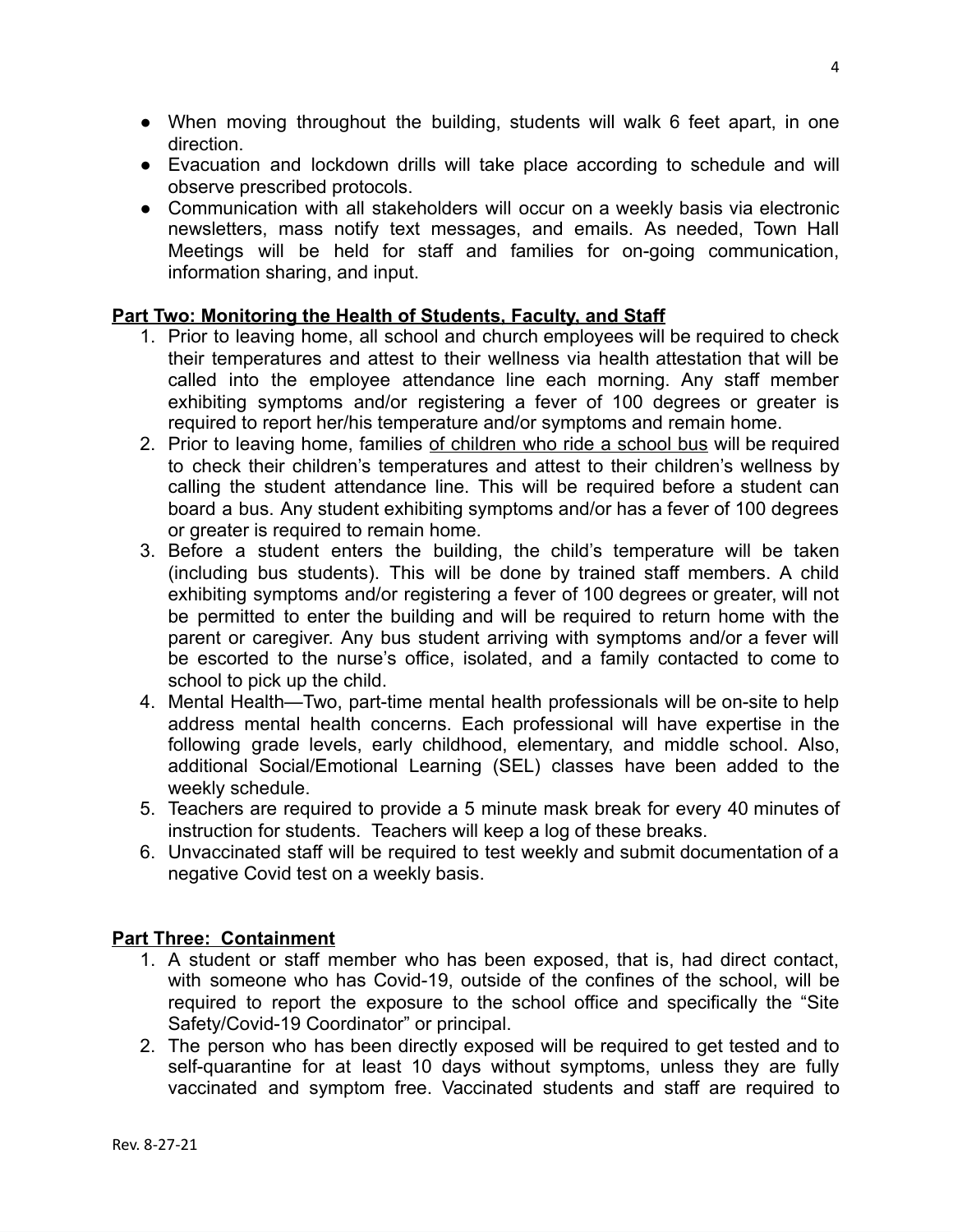- When moving throughout the building, students will walk 6 feet apart, in one direction.
- Evacuation and lockdown drills will take place according to schedule and will observe prescribed protocols.
- Communication with all stakeholders will occur on a weekly basis via electronic newsletters, mass notify text messages, and emails. As needed, Town Hall Meetings will be held for staff and families for on-going communication, information sharing, and input.

## Part Two: Monitoring the Health of Students, Faculty, and Staff

1. Prior to leaving home, all school and church employees will be required to check their temperatures and attest to their wellness via health attestation that will be called into the employee attendance line each morning. Any staff member exhibiting symptoms and/or registering a fever of 100 degrees or greater is required to report her/his temperature and/or symptoms and remain home.
2. Prior to leaving home, families <u>of children who ride a school bus</u> will be required to check their children's temperatures and attest to their children's wellness by calling the student attendance line. This will be required before a student can board a bus. Any student exhibiting symptoms and/or has a fever of 100 degrees or greater is required to remain home.
3. Before a student enters the building, the child's temperature will be taken (including bus students). This will be done by trained staff members. A child exhibiting symptoms and/or registering a fever of 100 degrees or greater, will not be permitted to enter the building and will be required to return home with the parent or caregiver. Any bus student arriving with symptoms and/or a fever will be escorted to the nurse's office, isolated, and a family contacted to come to school to pick up the child.
4. Mental Health—Two, part-time mental health professionals will be on-site to help address mental health concerns. Each professional will have expertise in the following grade levels, early childhood, elementary, and middle school. Also, additional Social/Emotional Learning (SEL) classes have been added to the weekly schedule.
5. Teachers are required to provide a 5 minute mask break for every 40 minutes of instruction for students. Teachers will keep a log of these breaks.
6. Unvaccinated staff will be required to test weekly and submit documentation of a negative Covid test on a weekly basis.

## Part Three: Containment

1. A student or staff member who has been exposed, that is, had direct contact, with someone who has Covid-19, outside of the confines of the school, will be required to report the exposure to the school office and specifically the "Site Safety/Covid-19 Coordinator" or principal.
2. The person who has been directly exposed will be required to get tested and to self-quarantine for at least 10 days without symptoms, unless they are fully vaccinated and symptom free. Vaccinated students and staff are required to

Rev. 8-27-21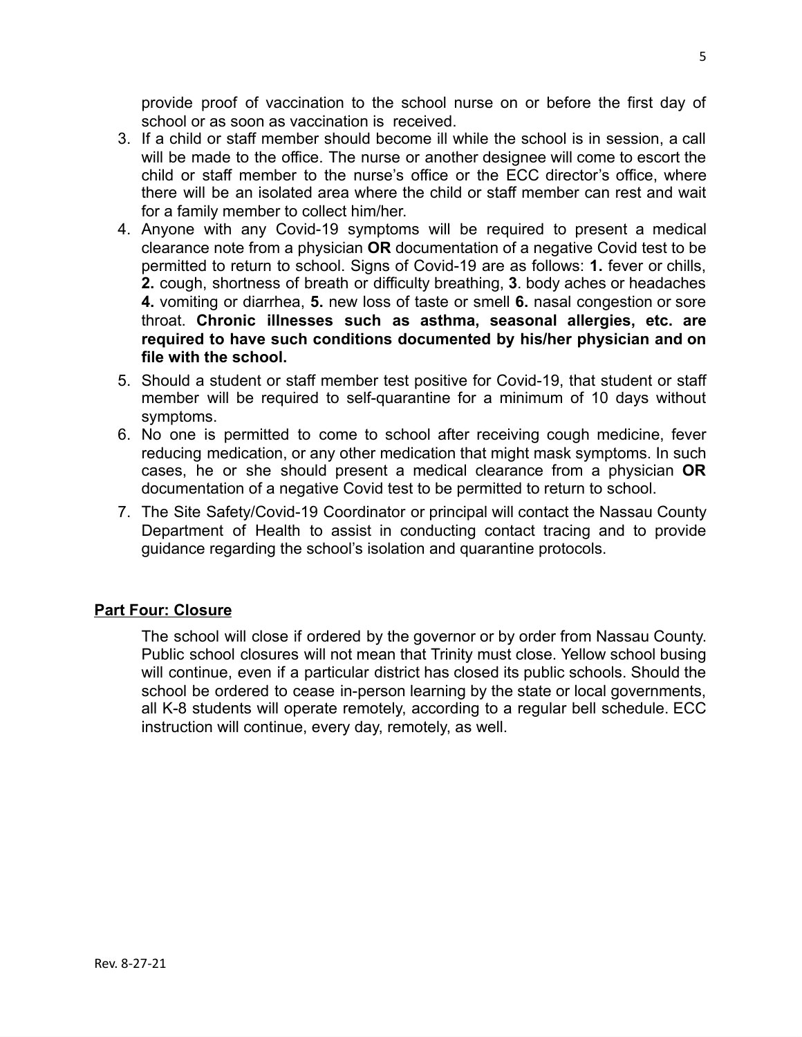provide proof of vaccination to the school nurse on or before the first day of school or as soon as vaccination is received.

3. If a child or staff member should become ill while the school is in session, a call will be made to the office. The nurse or another designee will come to escort the child or staff member to the nurse's office or the ECC director's office, where there will be an isolated area where the child or staff member can rest and wait for a family member to collect him/her.
4. Anyone with any Covid-19 symptoms will be required to present a medical clearance note from a physician **OR** documentation of a negative Covid test to be permitted to return to school. Signs of Covid-19 are as follows: **1.** fever or chills, **2.** cough, shortness of breath or difficulty breathing, **3**. body aches or headaches **4.** vomiting or diarrhea, **5.** new loss of taste or smell **6.** nasal congestion or sore throat. **Chronic illnesses such as asthma, seasonal allergies, etc. are required to have such conditions documented by his/her physician and on file with the school.**
5. Should a student or staff member test positive for Covid-19, that student or staff member will be required to self-quarantine for a minimum of 10 days without symptoms.
6. No one is permitted to come to school after receiving cough medicine, fever reducing medication, or any other medication that might mask symptoms. In such cases, he or she should present a medical clearance from a physician **OR** documentation of a negative Covid test to be permitted to return to school.
7. The Site Safety/Covid-19 Coordinator or principal will contact the Nassau County Department of Health to assist in conducting contact tracing and to provide guidance regarding the school's isolation and quarantine protocols.

## Part Four: Closure

The school will close if ordered by the governor or by order from Nassau County. Public school closures will not mean that Trinity must close. Yellow school busing will continue, even if a particular district has closed its public schools. Should the school be ordered to cease in-person learning by the state or local governments, all K-8 students will operate remotely, according to a regular bell schedule. ECC instruction will continue, every day, remotely, as well.

Rev. 8-27-21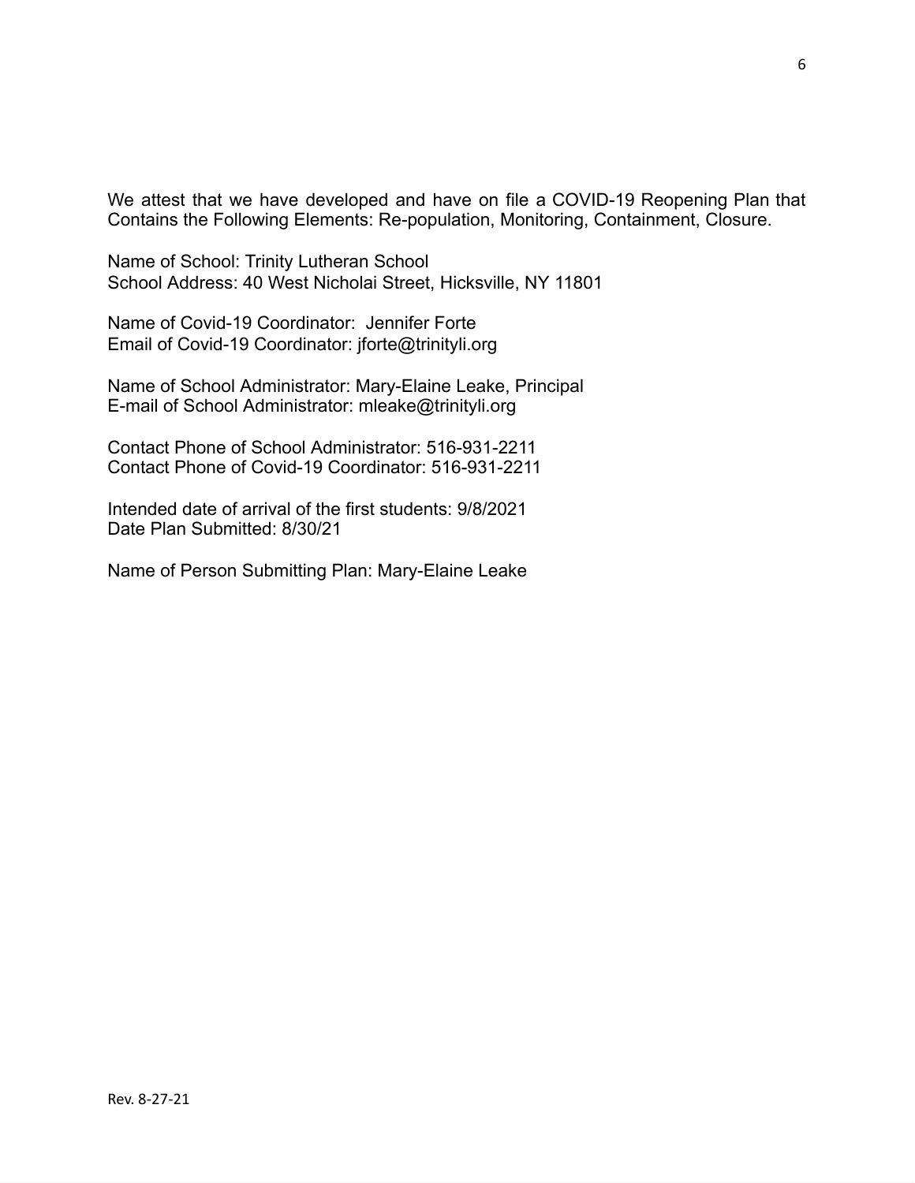We attest that we have developed and have on file a COVID-19 Reopening Plan that Contains the Following Elements: Re-population, Monitoring, Containment, Closure.

Name of School: Trinity Lutheran School
School Address: 40 West Nicholai Street, Hicksville, NY 11801

Name of Covid-19 Coordinator: Jennifer Forte
Email of Covid-19 Coordinator: jforte@trinityli.org

Name of School Administrator: Mary-Elaine Leake, Principal
E-mail of School Administrator: mleake@trinityli.org

Contact Phone of School Administrator: 516-931-2211
Contact Phone of Covid-19 Coordinator: 516-931-2211

Intended date of arrival of the first students: 9/8/2021
Date Plan Submitted: 8/30/21

Name of Person Submitting Plan: Mary-Elaine Leake

Rev. 8-27-21